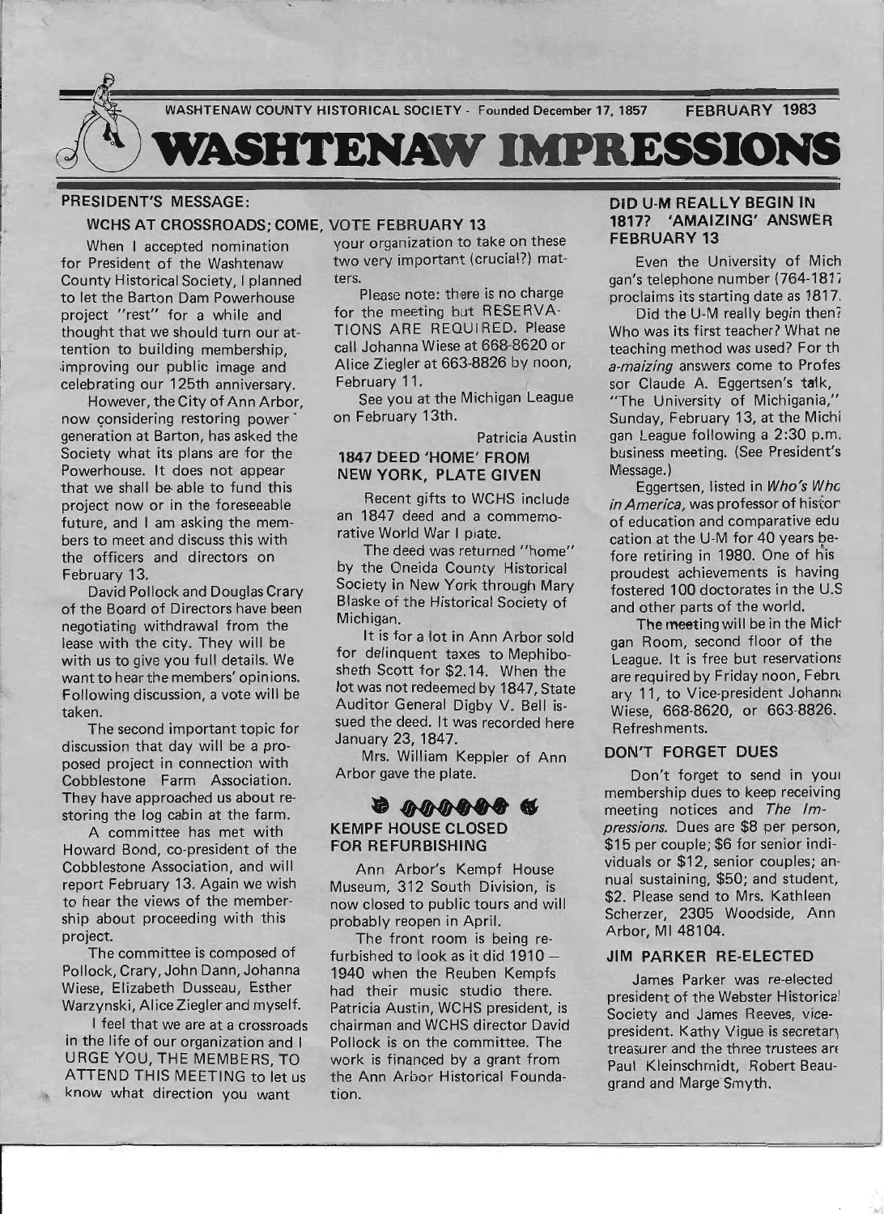WASHTENAW COUNTY HISTORICAL SOCIETY - Founded December 17, 1857 FEBRUARY 1983

# WASHTENAW IMPRESSIONS

## PRESIDENT'S MESSAGE:

### WCHS AT CROSSROADS; COME, VOTE FEBRUARY 13

When I accepted nomination for President of the Washtenaw County Historical Society, I planned to let the Barton Dam Powerhouse project "rest" for a while and thought that we should turn our attention to building membership, improving our public image and celebrating our 125th anniversary.

However, the City of Ann Arbor, now considering restoring power generation at Barton, has asked the Society what its plans are for the Powerhouse. It does not appear that we shall be able to fund this project now or in the foreseeable future, and I am asking the members to meet and discuss this with the officers and directors on February 13.

David Pollock and Douglas Crary of the Board of Directors have been negotiating withdrawal from the lease with the city. They will be with us to give you full details. We want to hear the members' opinions. Following discussion, a vote will be taken.

The second important topic for discussion that day will be a proposed project in connection with Cobblestone Farm Association. They have approached us about restoring the log cabin at the farm.

A committee has met with Howard Bond, co-president of the Cobblestone Association, and will report February 13. Again we wish to hear the views of the membership about proceeding with this project.

The committee is composed of Pollock, Crary, John Dann, Johanna Wiese, Elizabeth Dusseau, Esther Warzynski, Alice Ziegler and myself.

I feel that we are at a crossroads in the life of our organization and I URGE YOU, THE MEMBERS, TO ATTEND THIS MEETING to let us know what direction you want your organization to take on these two very important (crucial?) matters.

Please note: there is no charge for the meeting but RESERVATIONS ARE REQUIRED. Please call Johanna Wiese at 668-8620 or Alice Ziegler at 663-8826 by noon, February 11.

See you at the Michigan League on February 13th.

Patricia Austin

## 1847 DEED 'HOME' FROM NEW YORK, PLATE GIVEN

Recent gifts to WCHS include an 1847 deed and a commemorative World War I plate.

The deed was returned "home" by the Oneida County Historical Society in New York through Mary Blaske of the Historical Society of Michigan.

It is for a lot in Ann Arbor sold for delinquent taxes to Mephibosheth Scott for $2.14. When the lot was not redeemed by 1847, State Auditor General Digby V. Bell issued the deed. It was recorded here January 23, 1847.

Mrs. William Keppler of Ann Arbor gave the plate.

## KEMPF HOUSE CLOSED FOR REFURBISHING

Ann Arbor's Kempf House Museum, 312 South Division, is now closed to public tours and will probably reopen in April.

The front room is being refurbished to look as it did 1910 – 1940 when the Reuben Kempfs had their music studio there. Patricia Austin, WCHS president, is chairman and WCHS director David Pollock is on the committee. The work is financed by a grant from the Ann Arbor Historical Foundation.

## DID U-M REALLY BEGIN IN 1817? 'AMAIZING' ANSWER FEBRUARY 13

Even the University of Michigan's telephone number (764-1817) proclaims its starting date as 1817.

Did the U-M really begin then? Who was its first teacher? What new teaching method was used? For the *a-maizing* answers come to Professor Claude A. Eggertsen's talk, "The University of Michigania," Sunday, February 13, at the Michigan League following a 2:30 p.m. business meeting. (See President's Message.)

Eggertsen, listed in *Who's Who in America,* was professor of history of education and comparative education at the U-M for 40 years before retiring in 1980. One of his proudest achievements is having fostered 100 doctorates in the U.S. and other parts of the world.

The meeting will be in the Michigan Room, second floor of the League. It is free but reservations are required by Friday noon, February 11, to Vice-president Johanna Wiese, 668-8620, or 663-8826. Refreshments.

## DON'T FORGET DUES

Don't forget to send in your membership dues to keep receiving meeting notices and *The Impressions.* Dues are $8 per person, $15 per couple; $6 for senior individuals or $12, senior couples; annual sustaining, $50; and student, $2. Please send to Mrs. Kathleen Scherzer, 2305 Woodside, Ann Arbor, MI 48104.

## JIM PARKER RE-ELECTED

James Parker was re-elected president of the Webster Historical Society and James Reeves, vice-president. Kathy Vigue is secretary treasurer and the three trustees are Paul Kleinschmidt, Robert Beaugrand and Marge Smyth.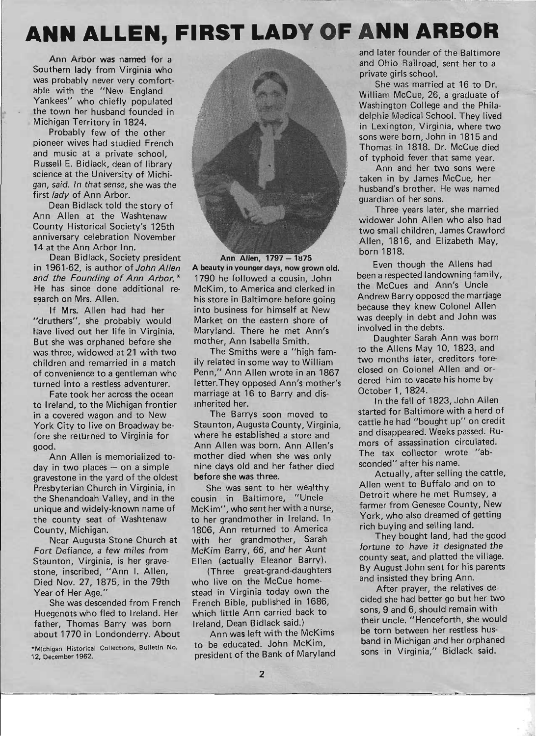# ANN ALLEN, FIRST LADY OF ANN ARBOR

Ann Arbor was named for a Southern lady from Virginia who was probably never very comfortable with the "New England Yankees" who chiefly populated the town her husband founded in Michigan Territory in 1824.

Probably few of the other pioneer wives had studied French and music at a private school, Russell E. Bidlack, dean of library science at the University of Michigan, said. In that sense, she was the first *lady* of Ann Arbor.

Dean Bidlack told the story of Ann Allen at the Washtenaw County Historical Society's 125th anniversary celebration November 14 at the Ann Arbor Inn.

Dean Bidlack, Society president in 1961-62, is author of *John Allen and the Founding of Ann Arbor.** He has since done additional research on Mrs. Allen.

If Mrs. Allen had had her "druthers", she probably would have lived out her life in Virginia. But she was orphaned before she was three, widowed at 21 with two children and remarried in a match of convenience to a gentleman who turned into a restless adventurer.

Fate took her across the ocean to Ireland, to the Michigan frontier in a covered wagon and to New York City to live on Broadway before she returned to Virginia for good.

Ann Allen is memorialized today in two places — on a simple gravestone in the yard of the oldest Presbyterian Church in Virginia, in the Shenandoah Valley, and in the unique and widely-known name of the county seat of Washtenaw County, Michigan.

Near Augusta Stone Church at Fort Defiance, a few miles from Staunton, Virginia, is her gravestone, inscribed, "Ann I. Allen, Died Nov. 27, 1875, in the 79th Year of Her Age."

She was descended from French Huegenots who fled to Ireland. Her father, Thomas Barry was born about 1770 in Londonderry. About

*Michigan Historical Collections, Bulletin No. 12, December 1962.

**Ann Allen, 1797 – 1875**
**A beauty in younger days, now grown old.**

1790 he followed a cousin, John McKim, to America and clerked in his store in Baltimore before going into business for himself at New Market on the eastern shore of Maryland. There he met Ann's mother, Ann Isabella Smith.

The Smiths were a "high family related in some way to William Penn," Ann Allen wrote in an 1867 letter. They opposed Ann's mother's marriage at 16 to Barry and disinherited her.

The Barrys soon moved to Staunton, Augusta County, Virginia, where he established a store and Ann Allen was born. Ann Allen's mother died when she was only nine days old and her father died before she was three.

She was sent to her wealthy cousin in Baltimore, "Uncle McKim", who sent her with a nurse, to her grandmother in Ireland. In 1806, Ann returned to America with her grandmother, Sarah McKim Barry, 66, and her Aunt Ellen (actually Eleanor Barry).

(Three great-grand-daughters who live on the McCue homestead in Virginia today own the French Bible, published in 1686, which little Ann carried back to Ireland, Dean Bidlack said.)

Ann was left with the McKims to be educated. John McKim, president of the Bank of Maryland and later founder of the Baltimore and Ohio Railroad, sent her to a private girls school.

She was married at 16 to Dr. William McCue, 26, a graduate of Washington College and the Philadelphia Medical School. They lived in Lexington, Virginia, where two sons were born, John in 1815 and Thomas in 1818. Dr. McCue died of typhoid fever that same year.

Ann and her two sons were taken in by James McCue, her husband's brother. He was named guardian of her sons.

Three years later, she married widower John Allen who also had two small children, James Crawford Allen, 1816, and Elizabeth May, born 1818.

Even though the Allens had been a respected landowning family, the McCues and Ann's Uncle Andrew Barry opposed the marriage because they knew Colonel Allen was deeply in debt and John was involved in the debts.

Daughter Sarah Ann was born to the Allens May 10, 1823, and two months later, creditors foreclosed on Colonel Allen and ordered him to vacate his home by October 1, 1824.

In the fall of 1823, John Allen started for Baltimore with a herd of cattle he had "bought up" on credit and disappeared. Weeks passed. Rumors of assassination circulated. The tax collector wrote "absconded" after his name.

Actually, after selling the cattle, Allen went to Buffalo and on to Detroit where he met Rumsey, a farmer from Genesee County, New York, who also dreamed of getting rich buying and selling land.

They bought land, had the good fortune to have it designated the county seat, and platted the village. By August John sent for his parents and insisted they bring Ann.

After prayer, the relatives decided she had better go but her two sons, 9 and 6, should remain with their uncle. "Henceforth, she would be torn between her restless husband in Michigan and her orphaned sons in Virginia," Bidlack said.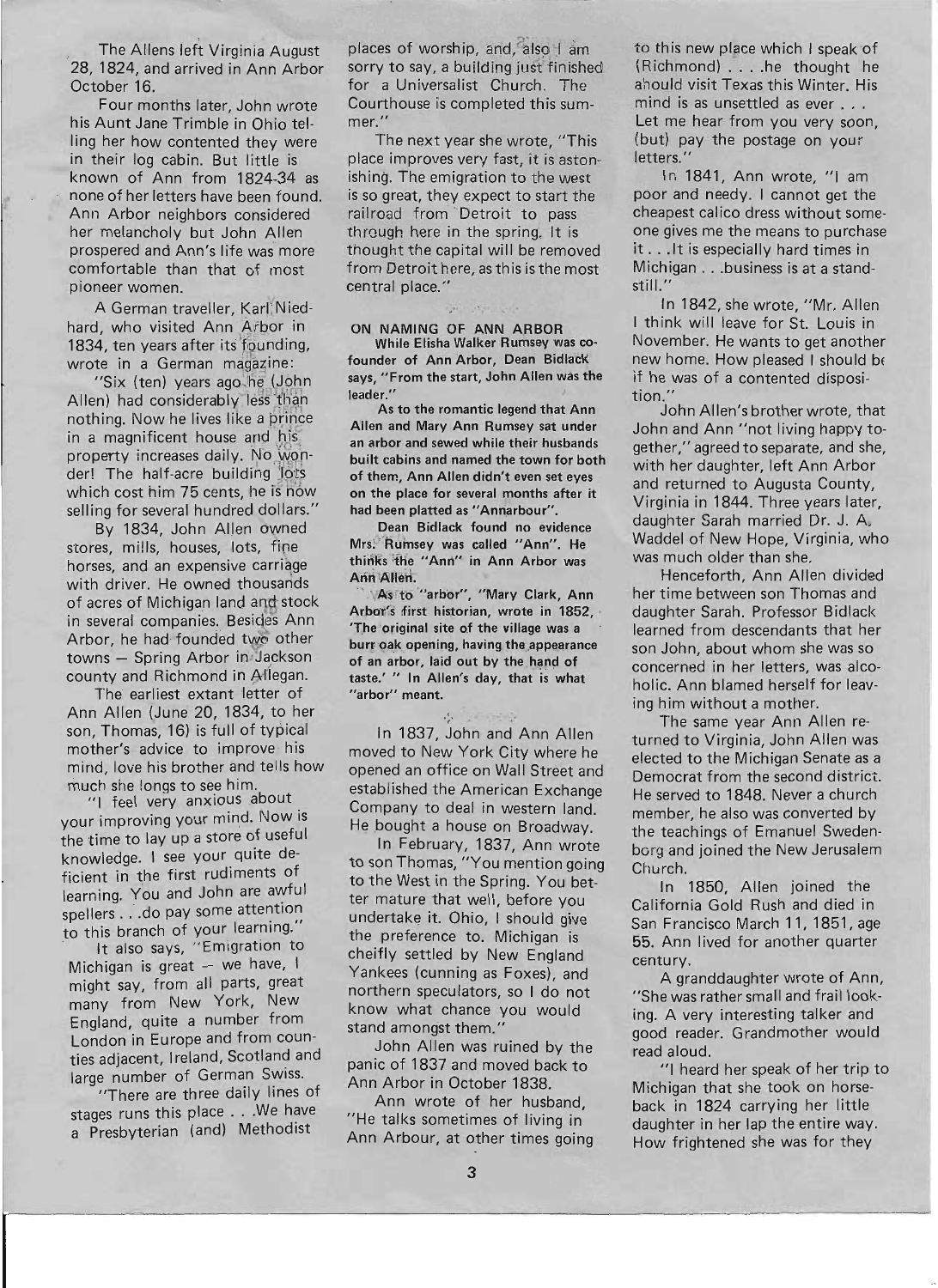The Allens left Virginia August 28, 1824, and arrived in Ann Arbor October 16.

Four months later, John wrote his Aunt Jane Trimble in Ohio telling her how contented they were in their log cabin. But little is known of Ann from 1824-34 as none of her letters have been found. Ann Arbor neighbors considered her melancholy but John Allen prospered and Ann's life was more comfortable than that of most pioneer women.

A German traveller, Karl Niedhard, who visited Ann Arbor in 1834, ten years after its founding, wrote in a German magazine:

"Six (ten) years ago he (John Allen) had considerably less than nothing. Now he lives like a prince in a magnificent house and his property increases daily. No wonder! The half-acre building lots which cost him 75 cents, he is now selling for several hundred dollars."

By 1834, John Allen owned stores, mills, houses, lots, fine horses, and an expensive carriage with driver. He owned thousands of acres of Michigan land and stock in several companies. Besides Ann Arbor, he had founded two other towns — Spring Arbor in Jackson county and Richmond in Allegan.

The earliest extant letter of Ann Allen (June 20, 1834, to her son, Thomas, 16) is full of typical mother's advice to improve his mind, love his brother and tells how much she longs to see him.

"I feel very anxious about your improving your mind. Now is the time to lay up a store of useful knowledge. I see your quite deficient in the first rudiments of learning. You and John are awful spellers . . . do pay some attention to this branch of your learning."

It also says, "Emigration to Michigan is great — we have, I might say, from all parts, great many from New York, New England, quite a number from London in Europe and from counties adjacent, Ireland, Scotland and large number of German Swiss.

"There are three daily lines of stages runs this place . . . We have a Presbyterian (and) Methodist places of worship, and, also I am sorry to say, a building just finished for a Universalist Church. The Courthouse is completed this summer."

The next year she wrote, "This place improves very fast, it is astonishing. The emigration to the west is so great, they expect to start the railroad from Detroit to pass through here in the spring. It is thought the capital will be removed from Detroit here, as this is the most central place."

**ON NAMING OF ANN ARBOR**

**While Elisha Walker Rumsey was cofounder of Ann Arbor, Dean Bidlack says, "From the start, John Allen was the leader."**

**As to the romantic legend that Ann Allen and Mary Ann Rumsey sat under an arbor and sewed while their husbands built cabins and named the town for both of them, Ann Allen didn't even set eyes on the place for several months after it had been platted as "Annarbour".**

**Dean Bidlack found no evidence Mrs. Rumsey was called "Ann". He thinks the "Ann" in Ann Arbor was Ann Allen.**

**As to "arbor", "Mary Clark, Ann Arbor's first historian, wrote in 1852, 'The original site of the village was a burr oak opening, having the appearance of an arbor, laid out by the hand of taste.' " In Allen's day, that is what "arbor" meant.**

In 1837, John and Ann Allen moved to New York City where he opened an office on Wall Street and established the American Exchange Company to deal in western land. He bought a house on Broadway.

In February, 1837, Ann wrote to son Thomas, "You mention going to the West in the Spring. You better mature that well, before you undertake it. Ohio, I should give the preference to. Michigan is cheifly settled by New England Yankees (cunning as Foxes), and northern speculators, so I do not know what chance you would stand amongst them."

John Allen was ruined by the panic of 1837 and moved back to Ann Arbor in October 1838.

Ann wrote of her husband, "He talks sometimes of living in Ann Arbour, at other times going to this new place which I speak of (Richmond) . . . . he thought he ahould visit Texas this Winter. His mind is as unsettled as ever . . . Let me hear from you very soon, (but) pay the postage on your letters."

In 1841, Ann wrote, "I am poor and needy. I cannot get the cheapest calico dress without someone gives me the means to purchase it . . . It is especially hard times in Michigan . . . business is at a standstill."

In 1842, she wrote, "Mr. Allen I think will leave for St. Louis in November. He wants to get another new home. How pleased I should be if he was of a contented disposition."

John Allen's brother wrote, that John and Ann "not living happy together," agreed to separate, and she, with her daughter, left Ann Arbor and returned to Augusta County, Virginia in 1844. Three years later, daughter Sarah married Dr. J. A. Waddel of New Hope, Virginia, who was much older than she.

Henceforth, Ann Allen divided her time between son Thomas and daughter Sarah. Professor Bidlack learned from descendants that her son John, about whom she was so concerned in her letters, was alcoholic. Ann blamed herself for leaving him without a mother.

The same year Ann Allen returned to Virginia, John Allen was elected to the Michigan Senate as a Democrat from the second district. He served to 1848. Never a church member, he also was converted by the teachings of Emanuel Swedenborg and joined the New Jerusalem Church.

In 1850, Allen joined the California Gold Rush and died in San Francisco March 11, 1851, age 55. Ann lived for another quarter century.

A granddaughter wrote of Ann, "She was rather small and frail looking. A very interesting talker and good reader. Grandmother would read aloud.

"I heard her speak of her trip to Michigan that she took on horseback in 1824 carrying her little daughter in her lap the entire way. How frightened she was for they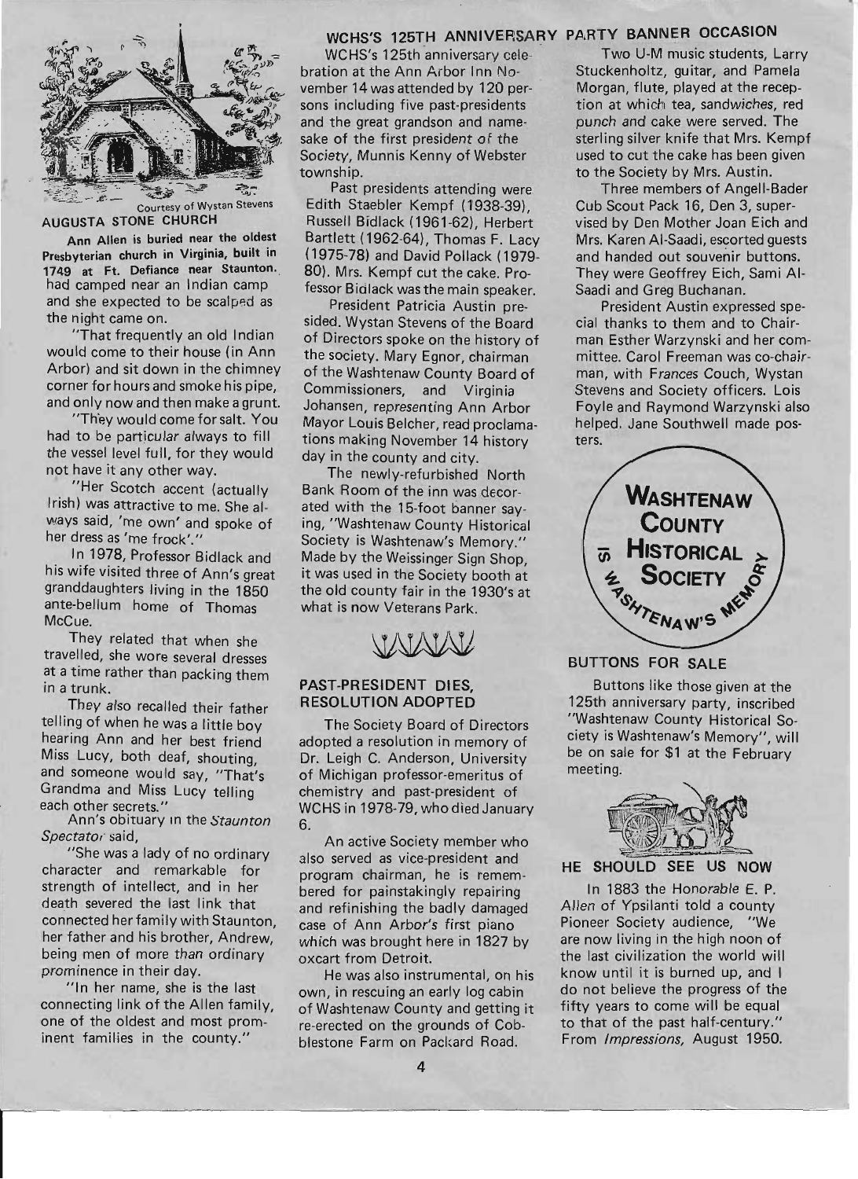Courtesy of Wystan Stevens

**AUGUSTA STONE CHURCH**

**Ann Allen is buried near the oldest Presbyterian church in Virginia, built in 1749 at Ft. Defiance near Staunton.**

had camped near an Indian camp and she expected to be scalped as the night came on.

"That frequently an old Indian would come to their house (in Ann Arbor) and sit down in the chimney corner for hours and smoke his pipe, and only now and then make a grunt.

"They would come for salt. You had to be particular always to fill the vessel level full, for they would not have it any other way.

"Her Scotch accent (actually Irish) was attractive to me. She always said, 'me own' and spoke of her dress as 'me frock'."

In 1978, Professor Bidlack and his wife visited three of Ann's great granddaughters living in the 1850 ante-bellum home of Thomas McCue.

They related that when she travelled, she wore several dresses at a time rather than packing them in a trunk.

They also recalled their father telling of when he was a little boy hearing Ann and her best friend Miss Lucy, both deaf, shouting, and someone would say, "That's Grandma and Miss Lucy telling each other secrets."

Ann's obituary in the *Staunton Spectator* said,

"She was a lady of no ordinary character and remarkable for strength of intellect, and in her death severed the last link that connected her family with Staunton, her father and his brother, Andrew, being men of more than ordinary prominence in their day.

"In her name, she is the last connecting link of the Allen family, one of the oldest and most prominent families in the county."

## WCHS'S 125TH ANNIVERSARY PARTY BANNER OCCASION

WCHS's 125th anniversary celebration at the Ann Arbor Inn November 14 was attended by 120 persons including five past-presidents and the great grandson and namesake of the first president of the Society, Munnis Kenny of Webster township.

Past presidents attending were Edith Staebler Kempf (1938-39), Russell Bidlack (1961-62), Herbert Bartlett (1962-64), Thomas F. Lacy (1975-78) and David Pollack (1979-80). Mrs. Kempf cut the cake. Professor Bidlack was the main speaker.

President Patricia Austin presided. Wystan Stevens of the Board of Directors spoke on the history of the society. Mary Egnor, chairman of the Washtenaw County Board of Commissioners, and Virginia Johansen, representing Ann Arbor Mayor Louis Belcher, read proclamations making November 14 history day in the county and city.

The newly-refurbished North Bank Room of the inn was decorated with the 15-foot banner saying, "Washtenaw County Historical Society is Washtenaw's Memory." Made by the Weissinger Sign Shop, it was used in the Society booth at the old county fair in the 1930's at what is now Veterans Park.

Two U-M music students, Larry Stuckenholtz, guitar, and Pamela Morgan, flute, played at the reception at which tea, sandwiches, red punch and cake were served. The sterling silver knife that Mrs. Kempf used to cut the cake has been given to the Society by Mrs. Austin.

Three members of Angell-Bader Cub Scout Pack 16, Den 3, supervised by Den Mother Joan Eich and Mrs. Karen Al-Saadi, escorted guests and handed out souvenir buttons. They were Geoffrey Eich, Sami Al-Saadi and Greg Buchanan.

President Austin expressed special thanks to them and to Chairman Esther Warzynski and her committee. Carol Freeman was co-chairman, with Frances Couch, Wystan Stevens and Society officers. Lois Foyle and Raymond Warzynski also helped. Jane Southwell made posters.

## PAST-PRESIDENT DIES, RESOLUTION ADOPTED

The Society Board of Directors adopted a resolution in memory of Dr. Leigh C. Anderson, University of Michigan professor-emeritus of chemistry and past-president of WCHS in 1978-79, who died January 6.

An active Society member who also served as vice-president and program chairman, he is remembered for painstakingly repairing and refinishing the badly damaged case of Ann Arbor's first piano which was brought here in 1827 by oxcart from Detroit.

He was also instrumental, on his own, in rescuing an early log cabin of Washtenaw County and getting it re-erected on the grounds of Cobblestone Farm on Packard Road.

WASHTENAW COUNTY HISTORICAL SOCIETY IS WASHTENAW'S MEMORY

## BUTTONS FOR SALE

Buttons like those given at the 125th anniversary party, inscribed "Washtenaw County Historical Society is Washtenaw's Memory", will be on sale for $1 at the February meeting.

## HE SHOULD SEE US NOW

In 1883 the Honorable E. P. Allen of Ypsilanti told a county Pioneer Society audience, "We are now living in the high noon of the last civilization the world will know until it is burned up, and I do not believe the progress of the fifty years to come will be equal to that of the past half-century." From *Impressions*, August 1950.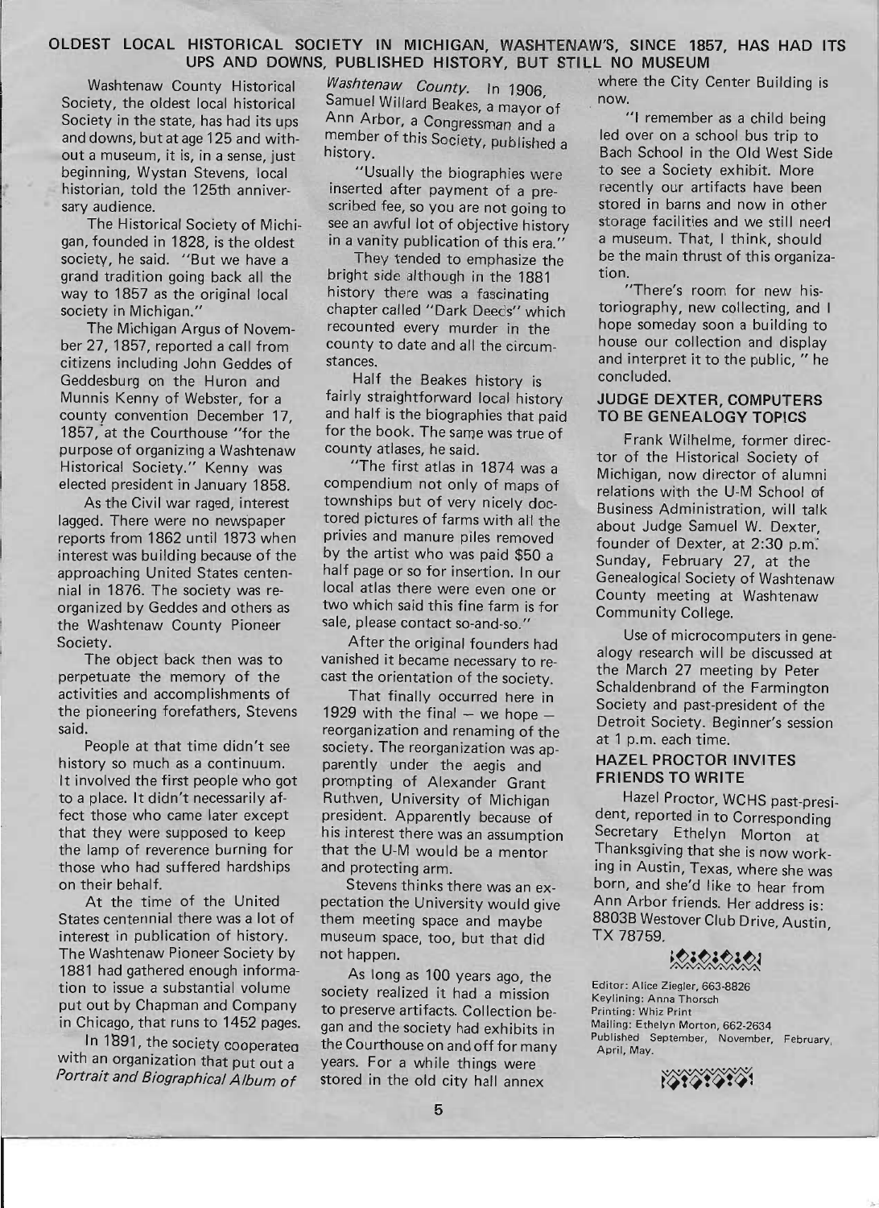## OLDEST LOCAL HISTORICAL SOCIETY IN MICHIGAN, WASHTENAW'S, SINCE 1857, HAS HAD ITS UPS AND DOWNS, PUBLISHED HISTORY, BUT STILL NO MUSEUM

Washtenaw County Historical Society, the oldest local historical Society in the state, has had its ups and downs, but at age 125 and without a museum, it is, in a sense, just beginning, Wystan Stevens, local historian, told the 125th anniversary audience.

The Historical Society of Michigan, founded in 1828, is the oldest society, he said. "But we have a grand tradition going back all the way to 1857 as the original local society in Michigan."

The Michigan Argus of November 27, 1857, reported a call from citizens including John Geddes of Geddesburg on the Huron and Munnis Kenny of Webster, for a county convention December 17, 1857, at the Courthouse "for the purpose of organizing a Washtenaw Historical Society." Kenny was elected president in January 1858.

As the Civil war raged, interest lagged. There were no newspaper reports from 1862 until 1873 when interest was building because of the approaching United States centennial in 1876. The society was reorganized by Geddes and others as the Washtenaw County Pioneer Society.

The object back then was to perpetuate the memory of the activities and accomplishments of the pioneering forefathers, Stevens said.

People at that time didn't see history so much as a continuum. It involved the first people who got to a place. It didn't necessarily affect those who came later except that they were supposed to keep the lamp of reverence burning for those who had suffered hardships on their behalf.

At the time of the United States centennial there was a lot of interest in publication of history. The Washtenaw Pioneer Society by 1881 had gathered enough information to issue a substantial volume put out by Chapman and Company in Chicago, that runs to 1452 pages.

In 1891, the society cooperated with an organization that put out a *Portrait and Biographical Album of Washtenaw County*. In 1906, Samuel Willard Beakes, a mayor of Ann Arbor, a Congressman and a member of this Society, published a history.

"Usually the biographies were inserted after payment of a prescribed fee, so you are not going to see an awful lot of objective history in a vanity publication of this era."

They tended to emphasize the bright side although in the 1881 history there was a fascinating chapter called "Dark Deeds" which recounted every murder in the county to date and all the circumstances.

Half the Beakes history is fairly straightforward local history and half is the biographies that paid for the book. The same was true of county atlases, he said.

"The first atlas in 1874 was a compendium not only of maps of townships but of very nicely doctored pictures of farms with all the privies and manure piles removed by the artist who was paid $50 a half page or so for insertion. In our local atlas there were even one or two which said this fine farm is for sale, please contact so-and-so."

After the original founders had vanished it became necessary to recast the orientation of the society.

That finally occurred here in 1929 with the final — we hope — reorganization and renaming of the society. The reorganization was apparently under the aegis and prompting of Alexander Grant Ruthven, University of Michigan president. Apparently because of his interest there was an assumption that the U-M would be a mentor and protecting arm.

Stevens thinks there was an expectation the University would give them meeting space and maybe museum space, too, but that did not happen.

As long as 100 years ago, the society realized it had a mission to preserve artifacts. Collection began and the society had exhibits in the Courthouse on and off for many years. For a while things were stored in the old city hall annex where the City Center Building is now.

"I remember as a child being led over on a school bus trip to Bach School in the Old West Side to see a Society exhibit. More recently our artifacts have been stored in barns and now in other storage facilities and we still need a museum. That, I think, should be the main thrust of this organization.

"There's room for new historiography, new collecting, and I hope someday soon a building to house our collection and display and interpret it to the public," he concluded.

### JUDGE DEXTER, COMPUTERS TO BE GENEALOGY TOPICS

Frank Wilhelme, former director of the Historical Society of Michigan, now director of alumni relations with the U-M School of Business Administration, will talk about Judge Samuel W. Dexter, founder of Dexter, at 2:30 p.m. Sunday, February 27, at the Genealogical Society of Washtenaw County meeting at Washtenaw Community College.

Use of microcomputers in genealogy research will be discussed at the March 27 meeting by Peter Schaldenbrand of the Farmington Society and past-president of the Detroit Society. Beginner's session at 1 p.m. each time.

### HAZEL PROCTOR INVITES FRIENDS TO WRITE

Hazel Proctor, WCHS past-president, reported in to Corresponding Secretary Ethelyn Morton at Thanksgiving that she is now working in Austin, Texas, where she was born, and she'd like to hear from Ann Arbor friends. Her address is: 8803B Westover Club Drive, Austin, TX 78759.

Editor: Alice Ziegler, 663-8826
Keylining: Anna Thorsch
Printing: Whiz Print
Mailing: Ethelyn Morton, 662-2634
Published September, November, February, April, May.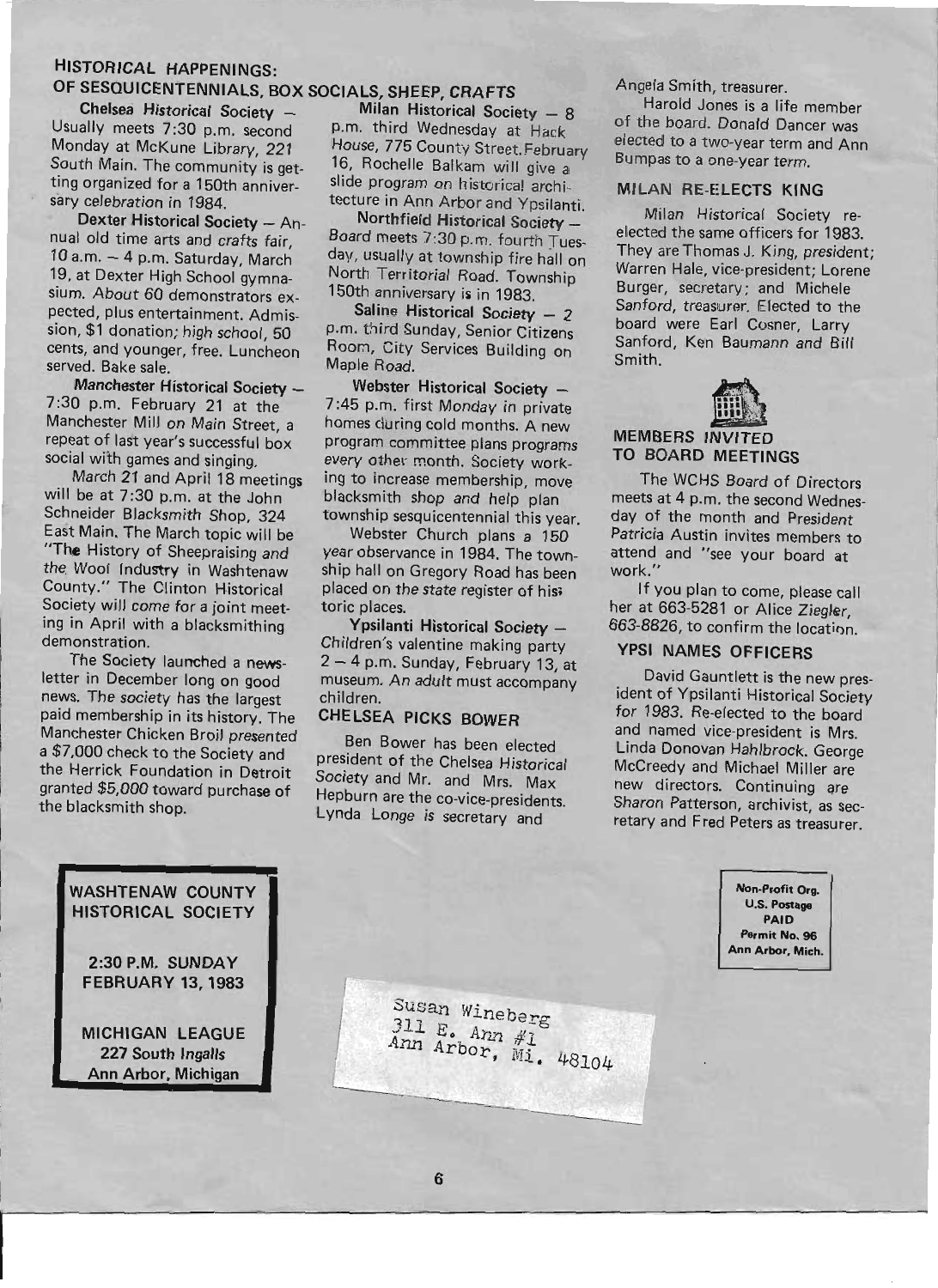## HISTORICAL HAPPENINGS: OF SESQUICENTENNIALS, BOX SOCIALS, SHEEP, CRAFTS

**Chelsea Historical Society** – Usually meets 7:30 p.m. second Monday at McKune Library, 221 South Main. The community is getting organized for a 150th anniversary celebration in 1984.

**Dexter Historical Society** – Annual old time arts and crafts fair, 10 a.m. – 4 p.m. Saturday, March 19, at Dexter High School gymnasium. About 60 demonstrators expected, plus entertainment. Admission, $1 donation; high school, 50 cents, and younger, free. Luncheon served. Bake sale.

**Manchester Historical Society** – 7:30 p.m. February 21 at the Manchester Mill on Main Street, a repeat of last year's successful box social with games and singing.

March 21 and April 18 meetings will be at 7:30 p.m. at the John Schneider Blacksmith Shop, 324 East Main. The March topic will be "The History of Sheepraising and the Wool Industry in Washtenaw County." The Clinton Historical Society will come for a joint meeting in April with a blacksmithing demonstration.

The Society launched a newsletter in December long on good news. The society has the largest paid membership in its history. The Manchester Chicken Broil presented a $7,000 check to the Society and the Herrick Foundation in Detroit granted $5,000 toward purchase of the blacksmith shop.

**Milan Historical Society** – 8 p.m. third Wednesday at Hack House, 775 County Street. February 16, Rochelle Balkam will give a slide program on historical architecture in Ann Arbor and Ypsilanti.

**Northfield Historical Society** – Board meets 7:30 p.m. fourth Tuesday, usually at township fire hall on North Territorial Road. Township 150th anniversary is in 1983.

**Saline Historical Society** – 2 p.m. third Sunday, Senior Citizens Room, City Services Building on Maple Road.

**Webster Historical Society** – 7:45 p.m. first Monday in private homes during cold months. A new program committee plans programs every other month. Society working to increase membership, move blacksmith shop and help plan township sesquicentennial this year.

Webster Church plans a 150 year observance in 1984. The township hall on Gregory Road has been placed on the state register of historic places.

**Ypsilanti Historical Society** – Children's valentine making party 2 – 4 p.m. Sunday, February 13, at museum. An adult must accompany children.

### CHELSEA PICKS BOWER

Ben Bower has been elected president of the Chelsea Historical Society and Mr. and Mrs. Max Hepburn are the co-vice-presidents. Lynda Longe is secretary and Angela Smith, treasurer.

Harold Jones is a life member of the board. Donald Dancer was elected to a two-year term and Ann Bumpas to a one-year term.

### MILAN RE-ELECTS KING

Milan Historical Society re-elected the same officers for 1983. They are Thomas J. King, president; Warren Hale, vice-president; Lorene Burger, secretary; and Michele Sanford, treasurer. Elected to the board were Earl Cosner, Larry Sanford, Ken Baumann and Bill Smith.

### MEMBERS INVITED TO BOARD MEETINGS

The WCHS Board of Directors meets at 4 p.m. the second Wednesday of the month and President Patricia Austin invites members to attend and "see your board at work."

If you plan to come, please call her at 663-5281 or Alice Ziegler, 663-8826, to confirm the location.

### YPSI NAMES OFFICERS

David Gauntlett is the new president of Ypsilanti Historical Society for 1983. Re-elected to the board and named vice-president is Mrs. Linda Donovan Hahlbrock. George McCreedy and Michael Miller are new directors. Continuing are Sharon Patterson, archivist, as secretary and Fred Peters as treasurer.

**WASHTENAW COUNTY HISTORICAL SOCIETY**

**2:30 P.M. SUNDAY FEBRUARY 13, 1983**

**MICHIGAN LEAGUE**
**227 South Ingalls**
**Ann Arbor, Michigan**

Non-Profit Org.
U.S. Postage
PAID
Permit No. 96
Ann Arbor, Mich.

Susan Wineberg
311 E. Ann #1
Ann Arbor, Mi. 48104